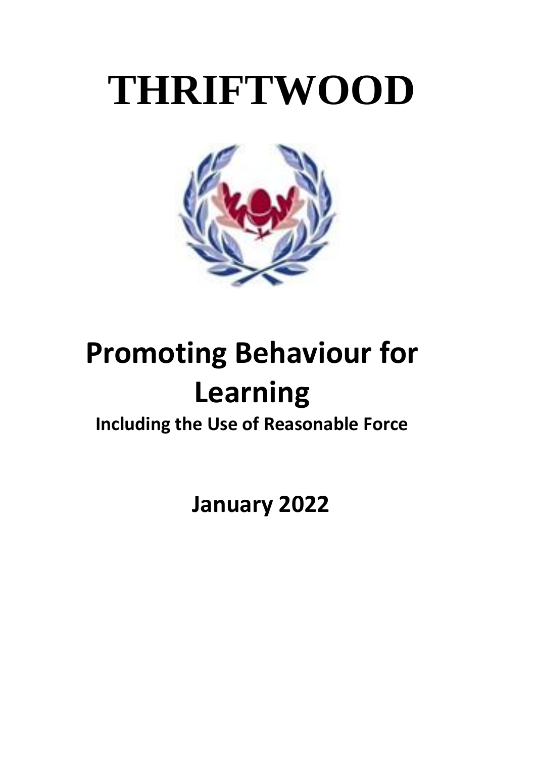# THRIFTWOOD

# Promoting Behaviour for Learning

**Including the Use of Reasonable Force**

**January 2022**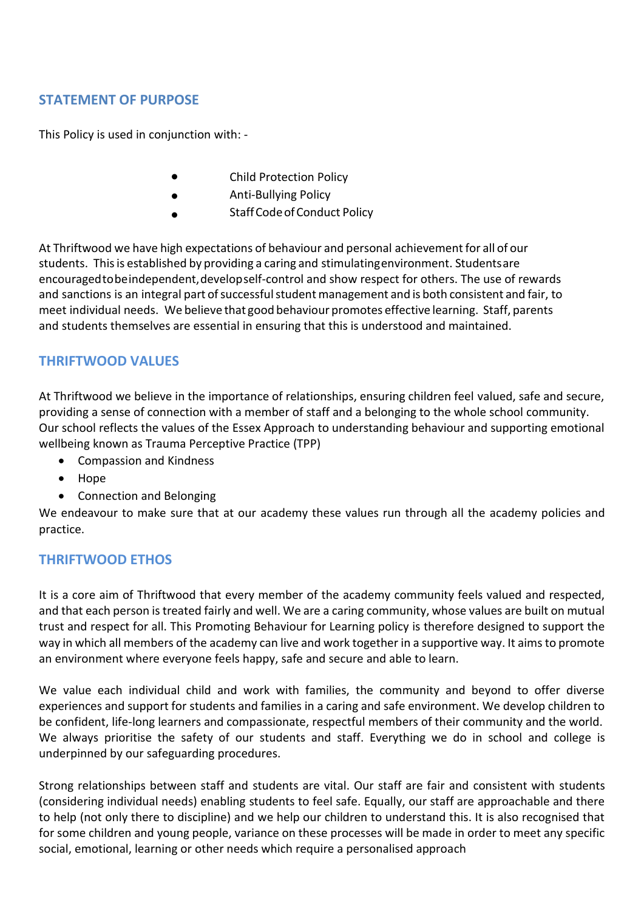## STATEMENT OF PURPOSE

This Policy is used in conjunction with: -

- Child Protection Policy
- Anti-Bullying Policy
- Staff Code of Conduct Policy

At Thriftwood we have high expectations of behaviour and personal achievement for all of our students. This is established by providing a caring and stimulating environment. Students are encouraged to be independent, develop self-control and show respect for others. The use of rewards and sanctions is an integral part of successful student management and is both consistent and fair, to meet individual needs. We believe that good behaviour promotes effective learning. Staff, parents and students themselves are essential in ensuring that this is understood and maintained.

## THRIFTWOOD VALUES

At Thriftwood we believe in the importance of relationships, ensuring children feel valued, safe and secure, providing a sense of connection with a member of staff and a belonging to the whole school community. Our school reflects the values of the Essex Approach to understanding behaviour and supporting emotional wellbeing known as Trauma Perceptive Practice (TPP)

- Compassion and Kindness
- Hope
- Connection and Belonging

We endeavour to make sure that at our academy these values run through all the academy policies and practice.

## THRIFTWOOD ETHOS

It is a core aim of Thriftwood that every member of the academy community feels valued and respected, and that each person is treated fairly and well. We are a caring community, whose values are built on mutual trust and respect for all. This Promoting Behaviour for Learning policy is therefore designed to support the way in which all members of the academy can live and work together in a supportive way. It aims to promote an environment where everyone feels happy, safe and secure and able to learn.

We value each individual child and work with families, the community and beyond to offer diverse experiences and support for students and families in a caring and safe environment. We develop children to be confident, life-long learners and compassionate, respectful members of their community and the world. We always prioritise the safety of our students and staff. Everything we do in school and college is underpinned by our safeguarding procedures.

Strong relationships between staff and students are vital. Our staff are fair and consistent with students (considering individual needs) enabling students to feel safe. Equally, our staff are approachable and there to help (not only there to discipline) and we help our children to understand this. It is also recognised that for some children and young people, variance on these processes will be made in order to meet any specific social, emotional, learning or other needs which require a personalised approach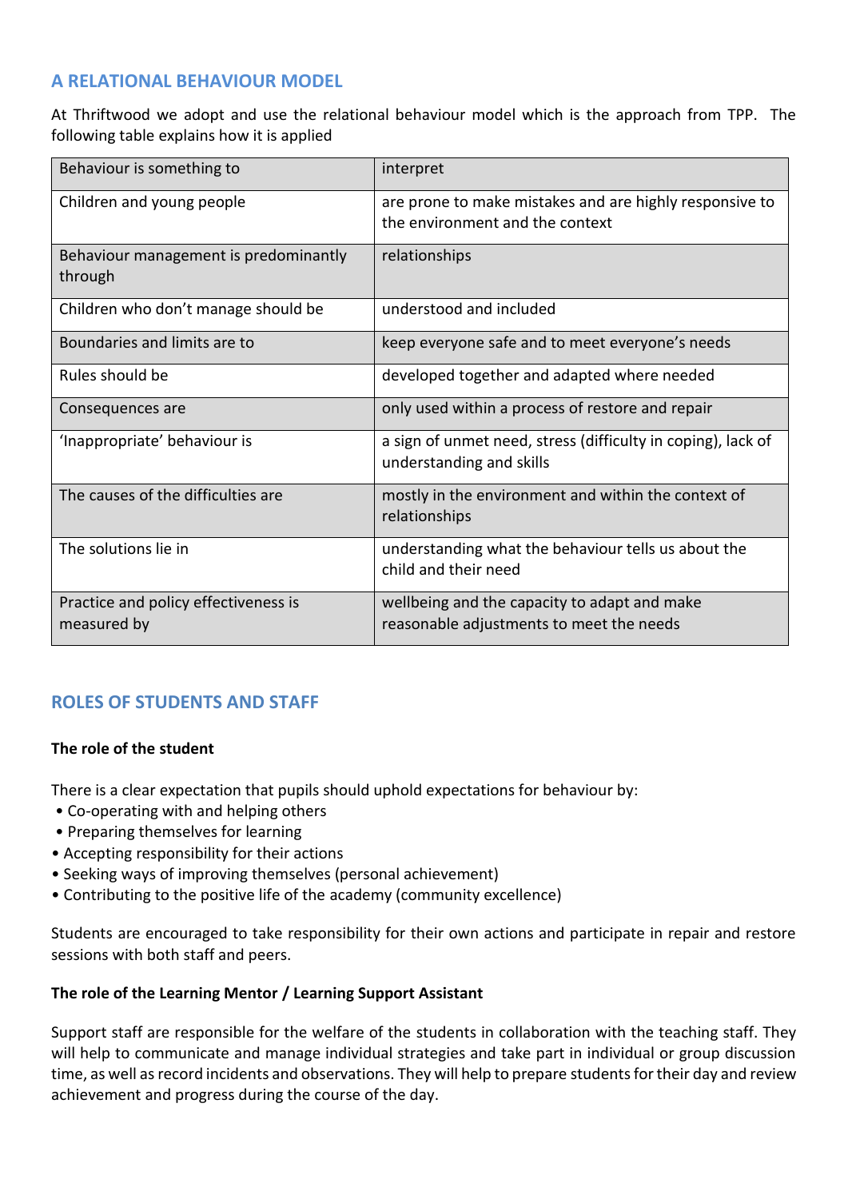## A RELATIONAL BEHAVIOUR MODEL

At Thriftwood we adopt and use the relational behaviour model which is the approach from TPP. The following table explains how it is applied

| Behaviour is something to | interpret |
|---|---|
| Children and young people | are prone to make mistakes and are highly responsive to the environment and the context |
| Behaviour management is predominantly through | relationships |
| Children who don't manage should be | understood and included |
| Boundaries and limits are to | keep everyone safe and to meet everyone's needs |
| Rules should be | developed together and adapted where needed |
| Consequences are | only used within a process of restore and repair |
| 'Inappropriate' behaviour is | a sign of unmet need, stress (difficulty in coping), lack of understanding and skills |
| The causes of the difficulties are | mostly in the environment and within the context of relationships |
| The solutions lie in | understanding what the behaviour tells us about the child and their need |
| Practice and policy effectiveness is measured by | wellbeing and the capacity to adapt and make reasonable adjustments to meet the needs |

## ROLES OF STUDENTS AND STAFF

**The role of the student**

There is a clear expectation that pupils should uphold expectations for behaviour by:

- Co-operating with and helping others
- Preparing themselves for learning
- Accepting responsibility for their actions
- Seeking ways of improving themselves (personal achievement)
- Contributing to the positive life of the academy (community excellence)

Students are encouraged to take responsibility for their own actions and participate in repair and restore sessions with both staff and peers.

**The role of the Learning Mentor / Learning Support Assistant**

Support staff are responsible for the welfare of the students in collaboration with the teaching staff. They will help to communicate and manage individual strategies and take part in individual or group discussion time, as well as record incidents and observations. They will help to prepare students for their day and review achievement and progress during the course of the day.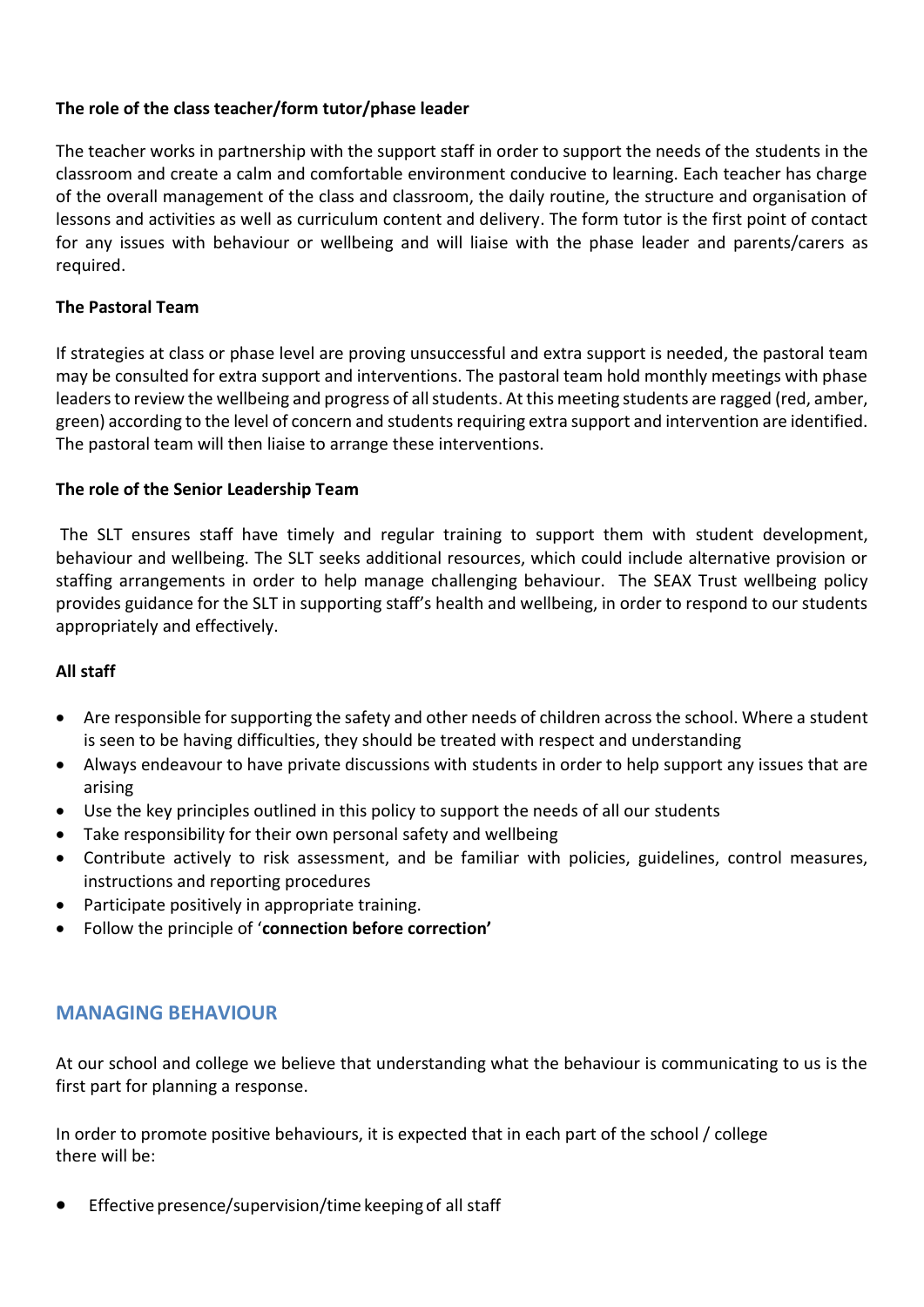**The role of the class teacher/form tutor/phase leader**

The teacher works in partnership with the support staff in order to support the needs of the students in the classroom and create a calm and comfortable environment conducive to learning. Each teacher has charge of the overall management of the class and classroom, the daily routine, the structure and organisation of lessons and activities as well as curriculum content and delivery. The form tutor is the first point of contact for any issues with behaviour or wellbeing and will liaise with the phase leader and parents/carers as required.

**The Pastoral Team**

If strategies at class or phase level are proving unsuccessful and extra support is needed, the pastoral team may be consulted for extra support and interventions. The pastoral team hold monthly meetings with phase leaders to review the wellbeing and progress of all students. At this meeting students are ragged (red, amber, green) according to the level of concern and students requiring extra support and intervention are identified. The pastoral team will then liaise to arrange these interventions.

**The role of the Senior Leadership Team**

The SLT ensures staff have timely and regular training to support them with student development, behaviour and wellbeing. The SLT seeks additional resources, which could include alternative provision or staffing arrangements in order to help manage challenging behaviour. The SEAX Trust wellbeing policy provides guidance for the SLT in supporting staff's health and wellbeing, in order to respond to our students appropriately and effectively.

**All staff**

- Are responsible for supporting the safety and other needs of children across the school. Where a student is seen to be having difficulties, they should be treated with respect and understanding
- Always endeavour to have private discussions with students in order to help support any issues that are arising
- Use the key principles outlined in this policy to support the needs of all our students
- Take responsibility for their own personal safety and wellbeing
- Contribute actively to risk assessment, and be familiar with policies, guidelines, control measures, instructions and reporting procedures
- Participate positively in appropriate training.
- Follow the principle of '**connection before correction'**

## MANAGING BEHAVIOUR

At our school and college we believe that understanding what the behaviour is communicating to us is the first part for planning a response.

In order to promote positive behaviours, it is expected that in each part of the school / college there will be:

- Effective presence/supervision/time keeping of all staff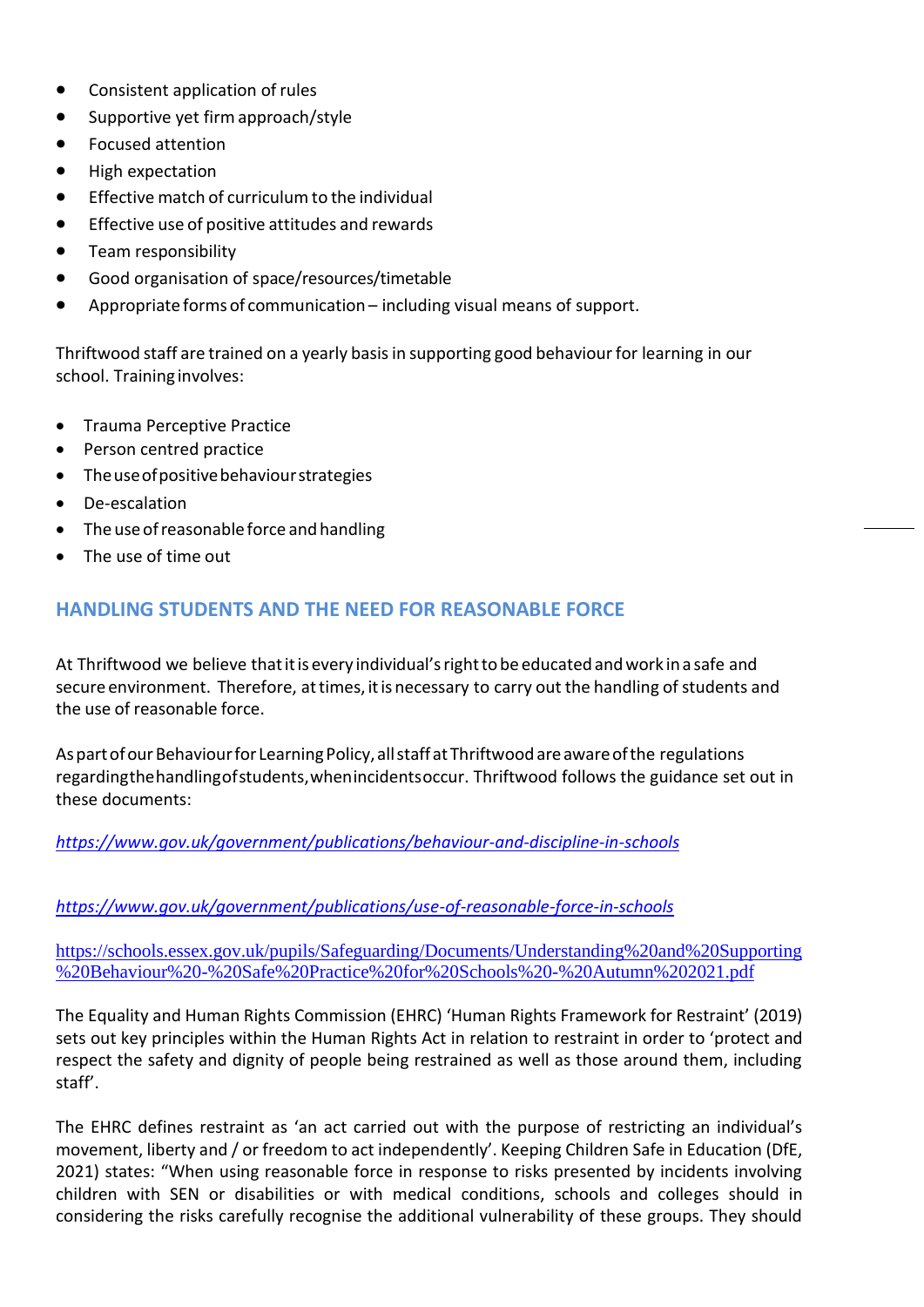- Consistent application of rules
- Supportive yet firm approach/style
- Focused attention
- High expectation
- Effective match of curriculum to the individual
- Effective use of positive attitudes and rewards
- Team responsibility
- Good organisation of space/resources/timetable
- Appropriate forms of communication – including visual means of support.

Thriftwood staff are trained on a yearly basis in supporting good behaviour for learning in our school. Training involves:

- Trauma Perceptive Practice
- Person centred practice
- The use of positive behaviour strategies
- De-escalation
- The use of reasonable force and handling
- The use of time out

## HANDLING STUDENTS AND THE NEED FOR REASONABLE FORCE

At Thriftwood we believe that it is every individual's right to be educated and work in a safe and secure environment. Therefore, at times, it is necessary to carry out the handling of students and the use of reasonable force.

As part of our Behaviour for Learning Policy, all staff at Thriftwood are aware of the regulations regarding the handling of students, when incidents occur. Thriftwood follows the guidance set out in these documents:

*https://www.gov.uk/government/publications/behaviour-and-discipline-in-schools*

*https://www.gov.uk/government/publications/use-of-reasonable-force-in-schools*

https://schools.essex.gov.uk/pupils/Safeguarding/Documents/Understanding%20and%20Supporting%20Behaviour%20-%20Safe%20Practice%20for%20Schools%20-%20Autumn%202021.pdf

The Equality and Human Rights Commission (EHRC) 'Human Rights Framework for Restraint' (2019) sets out key principles within the Human Rights Act in relation to restraint in order to 'protect and respect the safety and dignity of people being restrained as well as those around them, including staff'.

The EHRC defines restraint as 'an act carried out with the purpose of restricting an individual's movement, liberty and / or freedom to act independently'. Keeping Children Safe in Education (DfE, 2021) states: "When using reasonable force in response to risks presented by incidents involving children with SEN or disabilities or with medical conditions, schools and colleges should in considering the risks carefully recognise the additional vulnerability of these groups. They should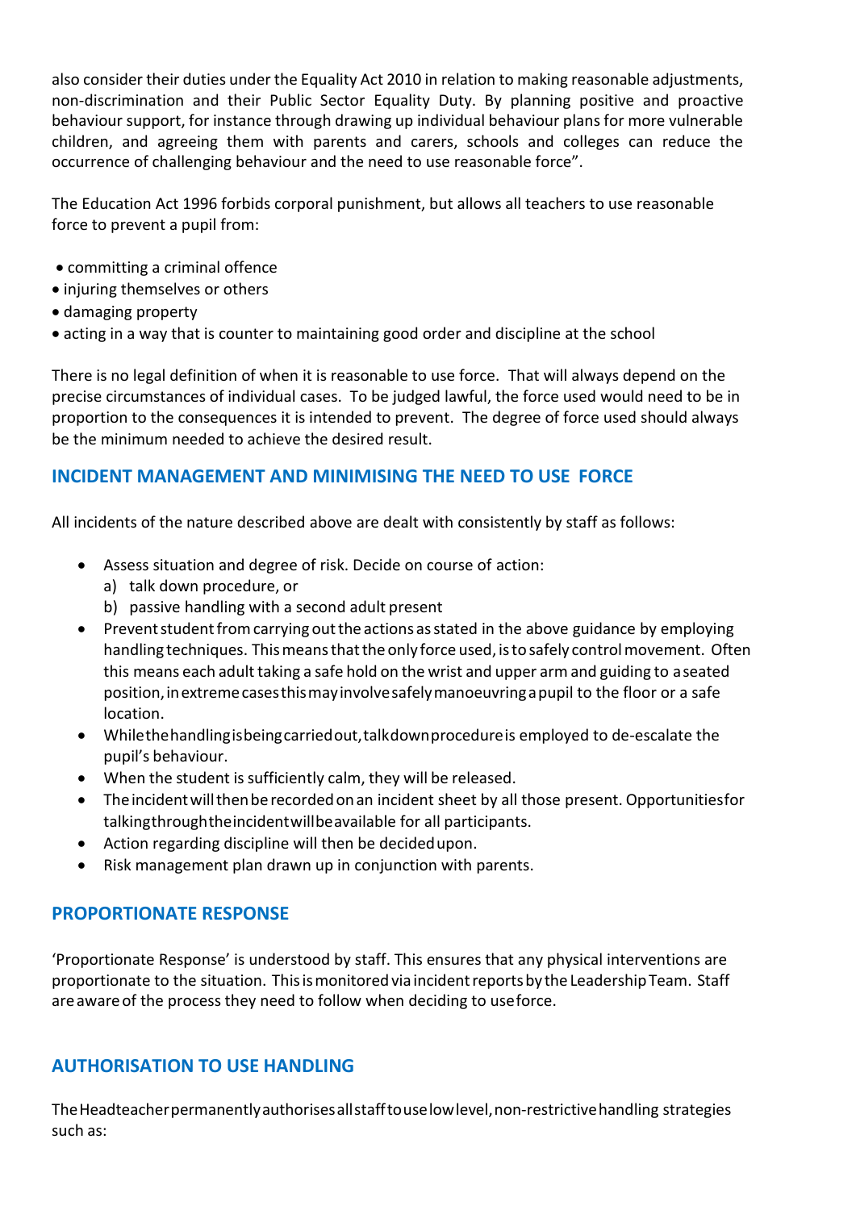also consider their duties under the Equality Act 2010 in relation to making reasonable adjustments, non-discrimination and their Public Sector Equality Duty. By planning positive and proactive behaviour support, for instance through drawing up individual behaviour plans for more vulnerable children, and agreeing them with parents and carers, schools and colleges can reduce the occurrence of challenging behaviour and the need to use reasonable force".

The Education Act 1996 forbids corporal punishment, but allows all teachers to use reasonable force to prevent a pupil from:

- committing a criminal offence
- injuring themselves or others
- damaging property
- acting in a way that is counter to maintaining good order and discipline at the school

There is no legal definition of when it is reasonable to use force. That will always depend on the precise circumstances of individual cases. To be judged lawful, the force used would need to be in proportion to the consequences it is intended to prevent. The degree of force used should always be the minimum needed to achieve the desired result.

## INCIDENT MANAGEMENT AND MINIMISING THE NEED TO USE FORCE

All incidents of the nature described above are dealt with consistently by staff as follows:

- Assess situation and degree of risk. Decide on course of action:
  a) talk down procedure, or
  b) passive handling with a second adult present
- Prevent student from carrying out the actions as stated in the above guidance by employing handling techniques. This means that the only force used, is to safely control movement. Often this means each adult taking a safe hold on the wrist and upper arm and guiding to a seated position, in extreme cases this may involve safely manoeuvring a pupil to the floor or a safe location.
- While the handling is being carried out, talk down procedure is employed to de-escalate the pupil's behaviour.
- When the student is sufficiently calm, they will be released.
- The incident will then be recorded on an incident sheet by all those present. Opportunities for talking through the incident will be available for all participants.
- Action regarding discipline will then be decided upon.
- Risk management plan drawn up in conjunction with parents.

## PROPORTIONATE RESPONSE

'Proportionate Response' is understood by staff. This ensures that any physical interventions are proportionate to the situation. This is monitored via incident reports by the Leadership Team. Staff are aware of the process they need to follow when deciding to use force.

## AUTHORISATION TO USE HANDLING

The Headteacher permanently authorises all staff to use low level, non-restrictive handling strategies such as: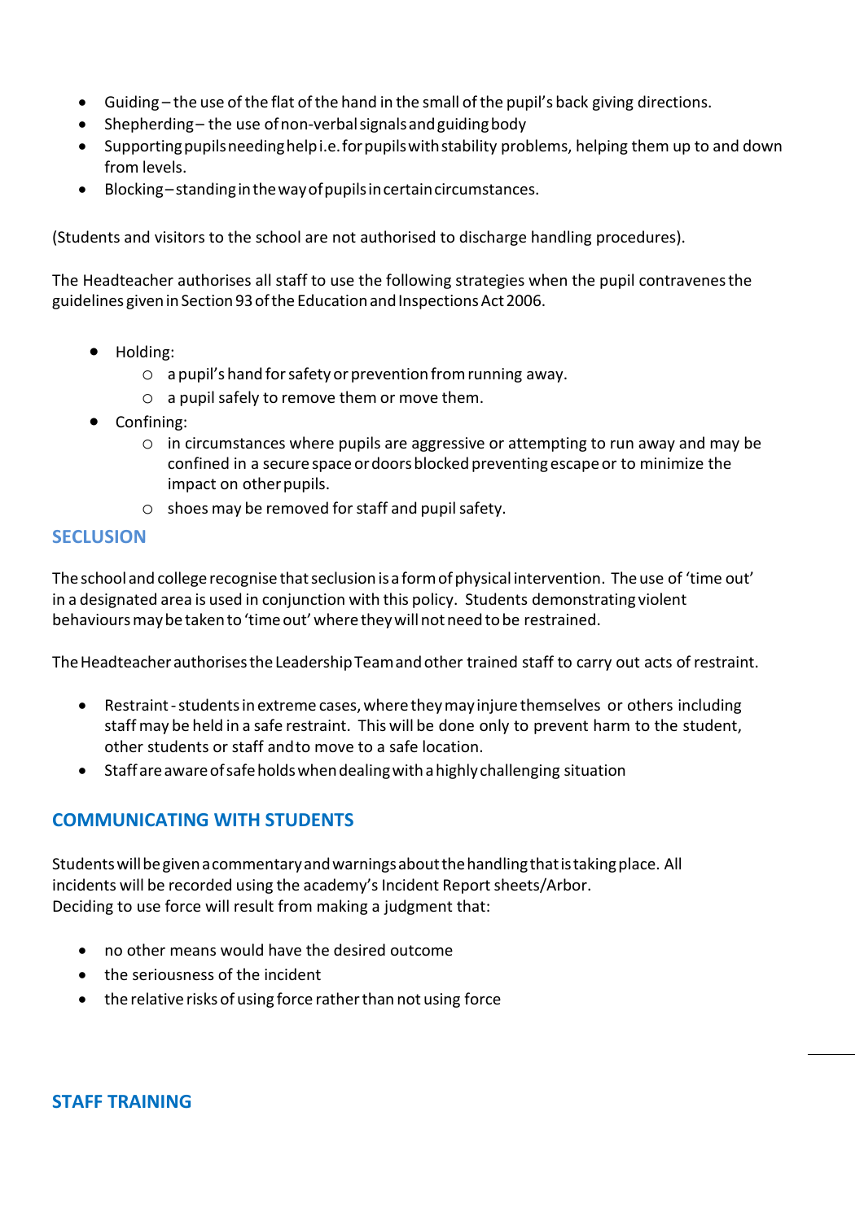- Guiding – the use of the flat of the hand in the small of the pupil's back giving directions.
- Shepherding – the use of non-verbal signals and guiding body
- Supporting pupils needing help i.e. for pupils with stability problems, helping them up to and down from levels.
- Blocking – standing in the way of pupils in certain circumstances.

(Students and visitors to the school are not authorised to discharge handling procedures).

The Headteacher authorises all staff to use the following strategies when the pupil contravenes the guidelines given in Section 93 of the Education and Inspections Act 2006.

- Holding:
  - a pupil's hand for safety or prevention from running away.
  - a pupil safely to remove them or move them.
- Confining:
  - in circumstances where pupils are aggressive or attempting to run away and may be confined in a secure space or doors blocked preventing escape or to minimize the impact on other pupils.
  - shoes may be removed for staff and pupil safety.

## SECLUSION

The school and college recognise that seclusion is a form of physical intervention. The use of 'time out' in a designated area is used in conjunction with this policy. Students demonstrating violent behaviours may be taken to 'time out' where they will not need to be restrained.

The Headteacher authorises the Leadership Team and other trained staff to carry out acts of restraint.

- Restraint - students in extreme cases, where they may injure themselves or others including staff may be held in a safe restraint. This will be done only to prevent harm to the student, other students or staff and to move to a safe location.
- Staff are aware of safe holds when dealing with a highly challenging situation

## COMMUNICATING WITH STUDENTS

Students will be given a commentary and warnings about the handling that is taking place. All incidents will be recorded using the academy's Incident Report sheets/Arbor.
Deciding to use force will result from making a judgment that:

- no other means would have the desired outcome
- the seriousness of the incident
- the relative risks of using force rather than not using force

## STAFF TRAINING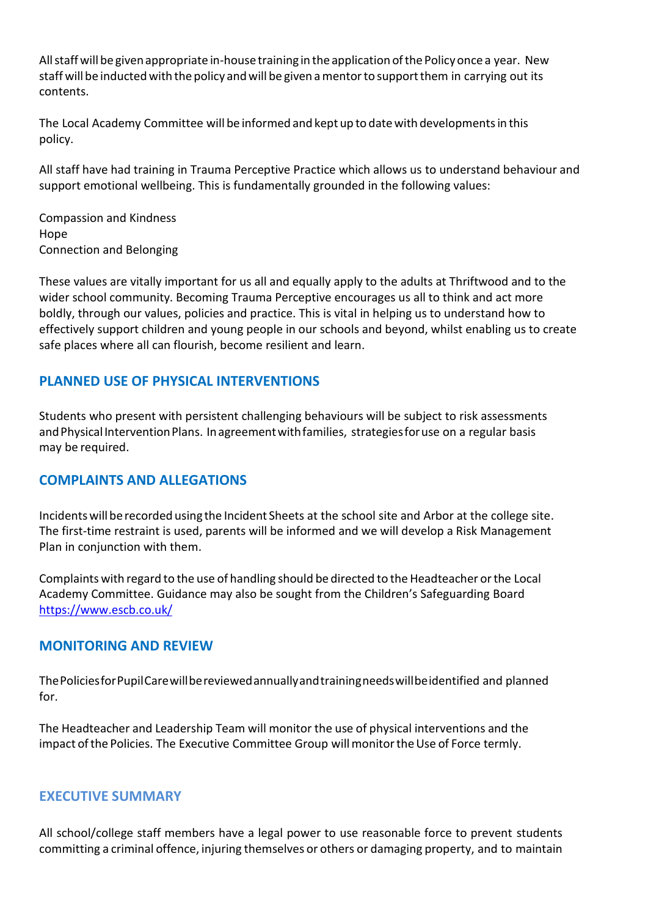All staff will be given appropriate in-house training in the application of the Policy once a year. New staff will be inducted with the policy and will be given a mentor to support them in carrying out its contents.

The Local Academy Committee will be informed and kept up to date with developments in this policy.

All staff have had training in Trauma Perceptive Practice which allows us to understand behaviour and support emotional wellbeing. This is fundamentally grounded in the following values:

Compassion and Kindness
Hope
Connection and Belonging

These values are vitally important for us all and equally apply to the adults at Thriftwood and to the wider school community. Becoming Trauma Perceptive encourages us all to think and act more boldly, through our values, policies and practice. This is vital in helping us to understand how to effectively support children and young people in our schools and beyond, whilst enabling us to create safe places where all can flourish, become resilient and learn.

## PLANNED USE OF PHYSICAL INTERVENTIONS

Students who present with persistent challenging behaviours will be subject to risk assessments and Physical Intervention Plans. In agreement with families, strategies for use on a regular basis may be required.

## COMPLAINTS AND ALLEGATIONS

Incidents will be recorded using the Incident Sheets at the school site and Arbor at the college site. The first-time restraint is used, parents will be informed and we will develop a Risk Management Plan in conjunction with them.

Complaints with regard to the use of handling should be directed to the Headteacher or the Local Academy Committee. Guidance may also be sought from the Children's Safeguarding Board https://www.escb.co.uk/

## MONITORING AND REVIEW

The Policies for Pupil Care will be reviewed annually and training needs will be identified and planned for.

The Headteacher and Leadership Team will monitor the use of physical interventions and the impact of the Policies. The Executive Committee Group will monitor the Use of Force termly.

## EXECUTIVE SUMMARY

All school/college staff members have a legal power to use reasonable force to prevent students committing a criminal offence, injuring themselves or others or damaging property, and to maintain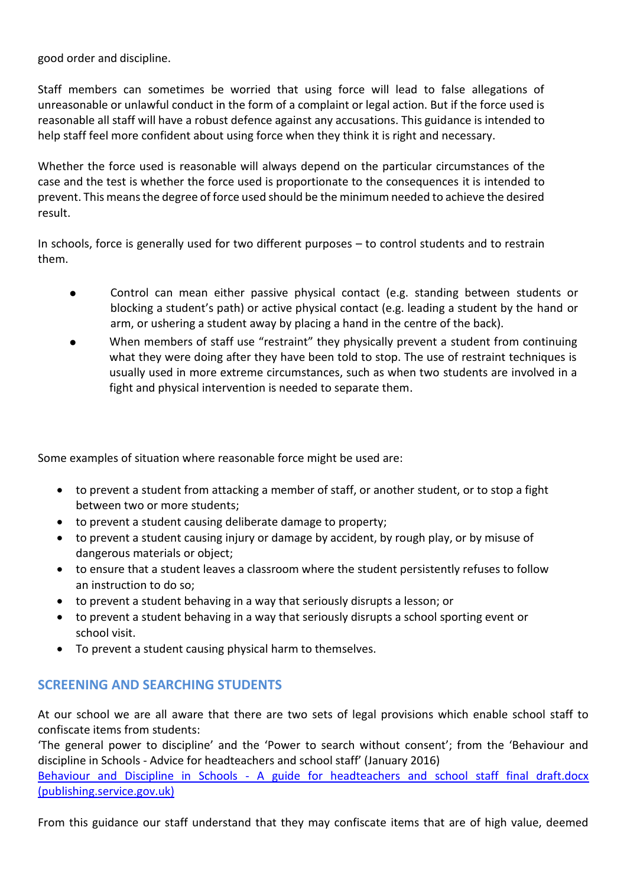good order and discipline.

Staff members can sometimes be worried that using force will lead to false allegations of unreasonable or unlawful conduct in the form of a complaint or legal action. But if the force used is reasonable all staff will have a robust defence against any accusations. This guidance is intended to help staff feel more confident about using force when they think it is right and necessary.

Whether the force used is reasonable will always depend on the particular circumstances of the case and the test is whether the force used is proportionate to the consequences it is intended to prevent. This means the degree of force used should be the minimum needed to achieve the desired result.

In schools, force is generally used for two different purposes – to control students and to restrain them.

- Control can mean either passive physical contact (e.g. standing between students or blocking a student's path) or active physical contact (e.g. leading a student by the hand or arm, or ushering a student away by placing a hand in the centre of the back).
- When members of staff use "restraint" they physically prevent a student from continuing what they were doing after they have been told to stop. The use of restraint techniques is usually used in more extreme circumstances, such as when two students are involved in a fight and physical intervention is needed to separate them.

Some examples of situation where reasonable force might be used are:

- to prevent a student from attacking a member of staff, or another student, or to stop a fight between two or more students;
- to prevent a student causing deliberate damage to property;
- to prevent a student causing injury or damage by accident, by rough play, or by misuse of dangerous materials or object;
- to ensure that a student leaves a classroom where the student persistently refuses to follow an instruction to do so;
- to prevent a student behaving in a way that seriously disrupts a lesson; or
- to prevent a student behaving in a way that seriously disrupts a school sporting event or school visit.
- To prevent a student causing physical harm to themselves.

## SCREENING AND SEARCHING STUDENTS

At our school we are all aware that there are two sets of legal provisions which enable school staff to confiscate items from students:
'The general power to discipline' and the 'Power to search without consent'; from the 'Behaviour and discipline in Schools - Advice for headteachers and school staff' (January 2016)
[Behaviour and Discipline in Schools - A guide for headteachers and school staff final draft.docx (publishing.service.gov.uk)]()

From this guidance our staff understand that they may confiscate items that are of high value, deemed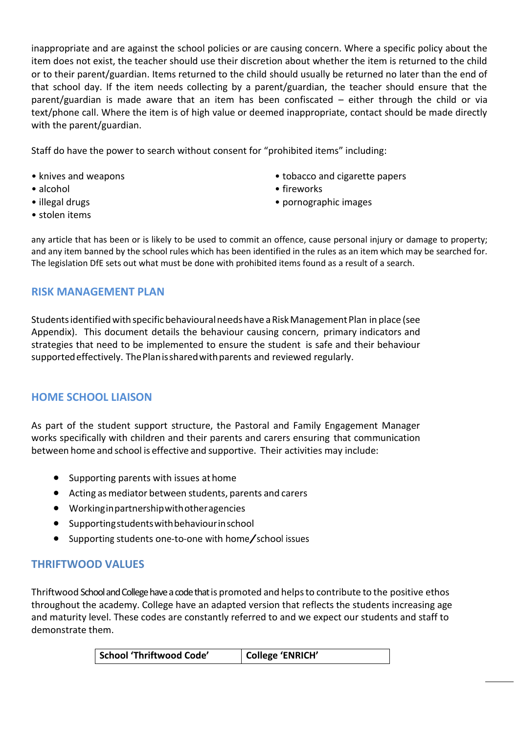inappropriate and are against the school policies or are causing concern. Where a specific policy about the item does not exist, the teacher should use their discretion about whether the item is returned to the child or to their parent/guardian. Items returned to the child should usually be returned no later than the end of that school day. If the item needs collecting by a parent/guardian, the teacher should ensure that the parent/guardian is made aware that an item has been confiscated – either through the child or via text/phone call. Where the item is of high value or deemed inappropriate, contact should be made directly with the parent/guardian.

Staff do have the power to search without consent for "prohibited items" including:

- knives and weapons
- alcohol
- illegal drugs
- stolen items
- tobacco and cigarette papers
- fireworks
- pornographic images

any article that has been or is likely to be used to commit an offence, cause personal injury or damage to property; and any item banned by the school rules which has been identified in the rules as an item which may be searched for. The legislation DfE sets out what must be done with prohibited items found as a result of a search.

## RISK MANAGEMENT PLAN

Students identified with specific behavioural needs have a Risk Management Plan in place (see Appendix). This document details the behaviour causing concern, primary indicators and strategies that need to be implemented to ensure the student is safe and their behaviour supported effectively. The Plan is shared with parents and reviewed regularly.

## HOME SCHOOL LIAISON

As part of the student support structure, the Pastoral and Family Engagement Manager works specifically with children and their parents and carers ensuring that communication between home and school is effective and supportive. Their activities may include:

- Supporting parents with issues at home
- Acting as mediator between students, parents and carers
- Working in partnership with other agencies
- Supporting students with behaviour in school
- Supporting students one-to-one with home/school issues

## THRIFTWOOD VALUES

Thriftwood School and College have a code that is promoted and helps to contribute to the positive ethos throughout the academy. College have an adapted version that reflects the students increasing age and maturity level. These codes are constantly referred to and we expect our students and staff to demonstrate them.

| School 'Thriftwood Code' | College 'ENRICH' |
| --- | --- |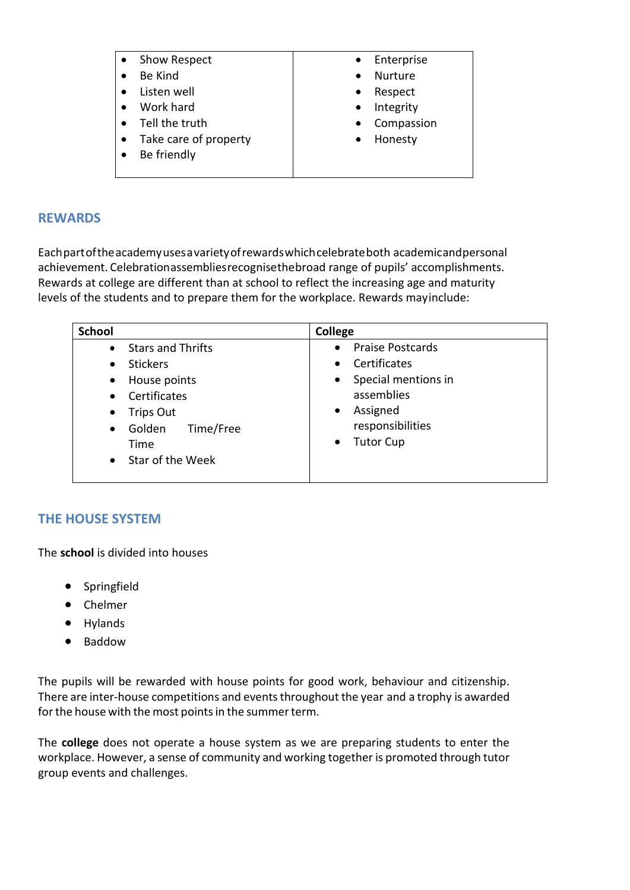| | |
|---|---|
| • Show Respect<br>• Be Kind<br>• Listen well<br>• Work hard<br>• Tell the truth<br>• Take care of property<br>• Be friendly | • Enterprise<br>• Nurture<br>• Respect<br>• Integrity<br>• Compassion<br>• Honesty |

## REWARDS

Each part of the academy uses a variety of rewards which celebrate both academic and personal achievement. Celebration assemblies recognise the broad range of pupils' accomplishments. Rewards at college are different than at school to reflect the increasing age and maturity levels of the students and to prepare them for the workplace. Rewards may include:

| School | College |
|---|---|
| • Stars and Thrifts<br>• Stickers<br>• House points<br>• Certificates<br>• Trips Out<br>• Golden Time/Free Time<br>• Star of the Week | • Praise Postcards<br>• Certificates<br>• Special mentions in assemblies<br>• Assigned responsibilities<br>• Tutor Cup |

## THE HOUSE SYSTEM

The **school** is divided into houses

- Springfield
- Chelmer
- Hylands
- Baddow

The pupils will be rewarded with house points for good work, behaviour and citizenship. There are inter-house competitions and events throughout the year and a trophy is awarded for the house with the most points in the summer term.

The **college** does not operate a house system as we are preparing students to enter the workplace. However, a sense of community and working together is promoted through tutor group events and challenges.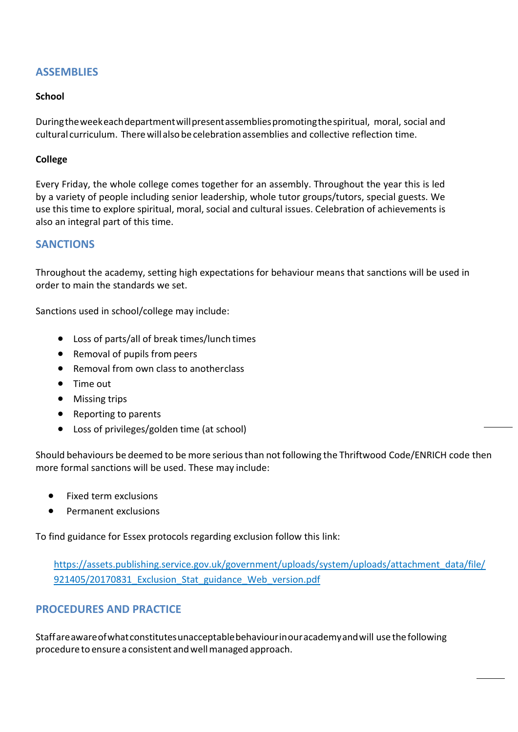## ASSEMBLIES

**School**

During the week each department will present assemblies promoting the spiritual, moral, social and cultural curriculum. There will also be celebration assemblies and collective reflection time.

**College**

Every Friday, the whole college comes together for an assembly. Throughout the year this is led by a variety of people including senior leadership, whole tutor groups/tutors, special guests. We use this time to explore spiritual, moral, social and cultural issues. Celebration of achievements is also an integral part of this time.

## SANCTIONS

Throughout the academy, setting high expectations for behaviour means that sanctions will be used in order to main the standards we set.

Sanctions used in school/college may include:

- Loss of parts/all of break times/lunch times
- Removal of pupils from peers
- Removal from own class to anotherclass
- Time out
- Missing trips
- Reporting to parents
- Loss of privileges/golden time (at school)

Should behaviours be deemed to be more serious than not following the Thriftwood Code/ENRICH code then more formal sanctions will be used. These may include:

- Fixed term exclusions
- Permanent exclusions

To find guidance for Essex protocols regarding exclusion follow this link:

[https://assets.publishing.service.gov.uk/government/uploads/system/uploads/attachment_data/file/921405/20170831_Exclusion_Stat_guidance_Web_version.pdf](https://assets.publishing.service.gov.uk/government/uploads/system/uploads/attachment_data/file/921405/20170831_Exclusion_Stat_guidance_Web_version.pdf)

## PROCEDURES AND PRACTICE

Staff are aware of what constitutes unacceptable behaviour in our academy and will use the following procedure to ensure a consistent and well managed approach.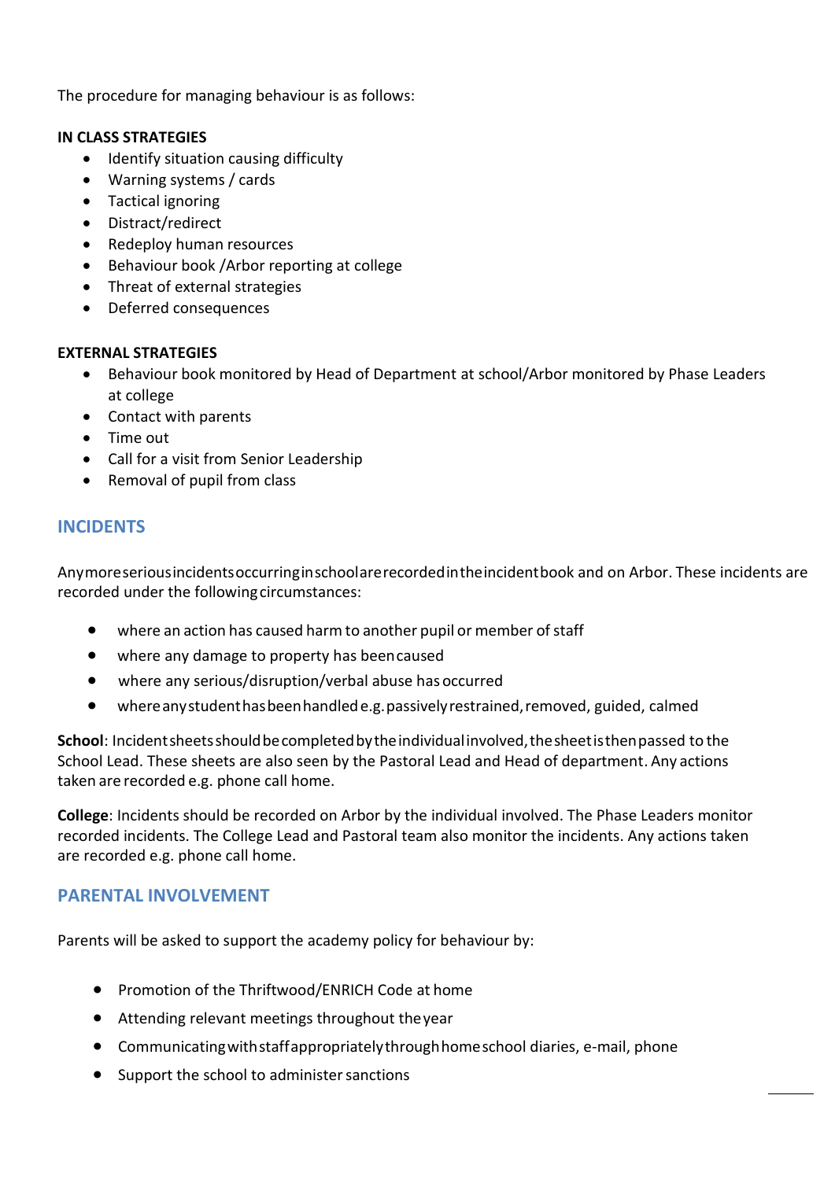The procedure for managing behaviour is as follows:

**IN CLASS STRATEGIES**

- Identify situation causing difficulty
- Warning systems / cards
- Tactical ignoring
- Distract/redirect
- Redeploy human resources
- Behaviour book /Arbor reporting at college
- Threat of external strategies
- Deferred consequences

**EXTERNAL STRATEGIES**

- Behaviour book monitored by Head of Department at school/Arbor monitored by Phase Leaders at college
- Contact with parents
- Time out
- Call for a visit from Senior Leadership
- Removal of pupil from class

## INCIDENTS

Any more serious incidents occurring in school are recorded in the incident book and on Arbor. These incidents are recorded under the following circumstances:

- where an action has caused harm to another pupil or member of staff
- where any damage to property has been caused
- where any serious/disruption/verbal abuse has occurred
- where any student has been handled e.g. passively restrained, removed, guided, calmed

**School**: Incident sheets should be completed by the individual involved, the sheet is then passed to the School Lead. These sheets are also seen by the Pastoral Lead and Head of department. Any actions taken are recorded e.g. phone call home.

**College**: Incidents should be recorded on Arbor by the individual involved. The Phase Leaders monitor recorded incidents. The College Lead and Pastoral team also monitor the incidents. Any actions taken are recorded e.g. phone call home.

## PARENTAL INVOLVEMENT

Parents will be asked to support the academy policy for behaviour by:

- Promotion of the Thriftwood/ENRICH Code at home
- Attending relevant meetings throughout the year
- Communicating with staff appropriately through home school diaries, e-mail, phone
- Support the school to administer sanctions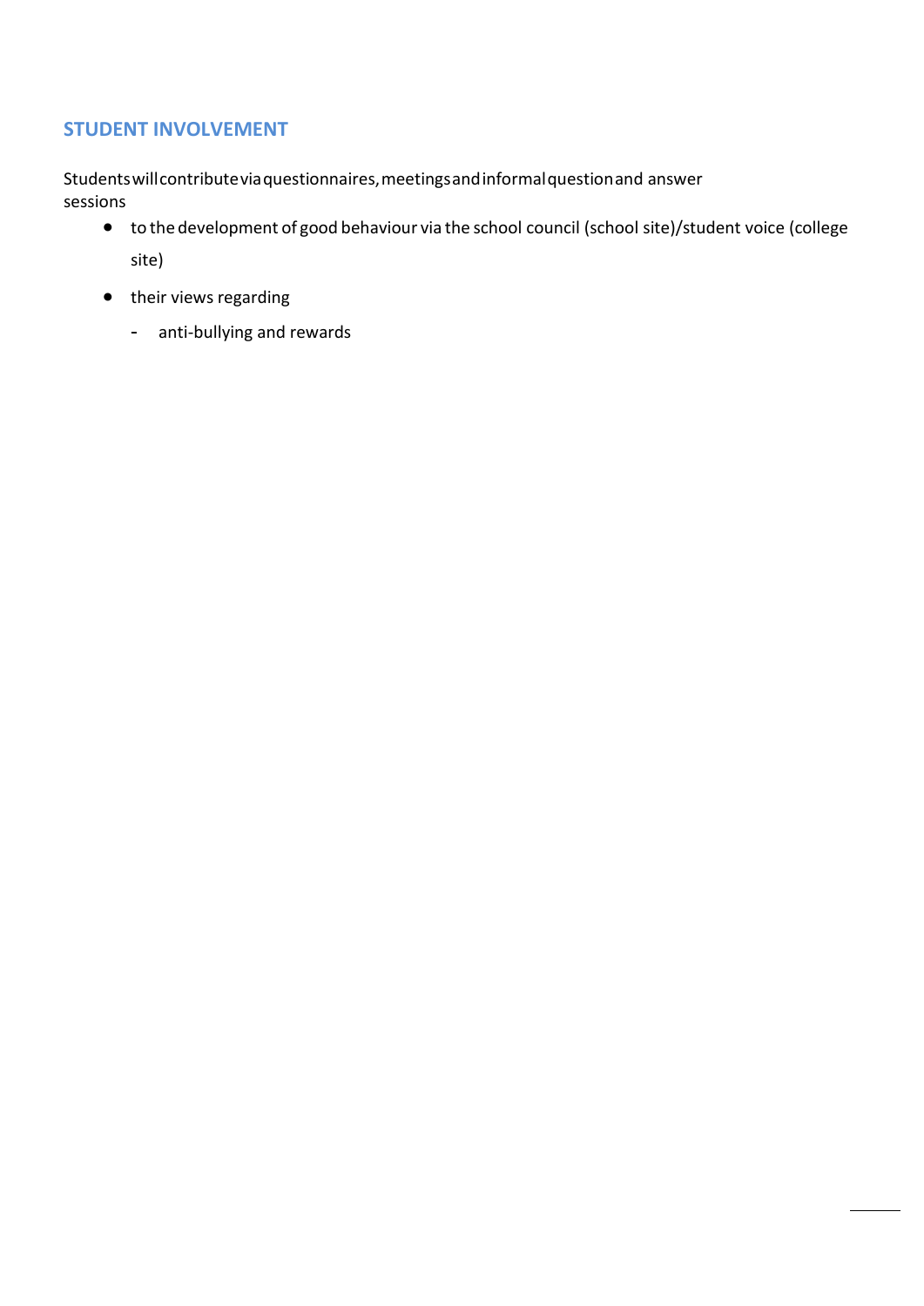## STUDENT INVOLVEMENT

Students will contribute via questionnaires, meetings and informal question and answer sessions

- to the development of good behaviour via the school council (school site)/student voice (college site)
- their views regarding
  - anti-bullying and rewards